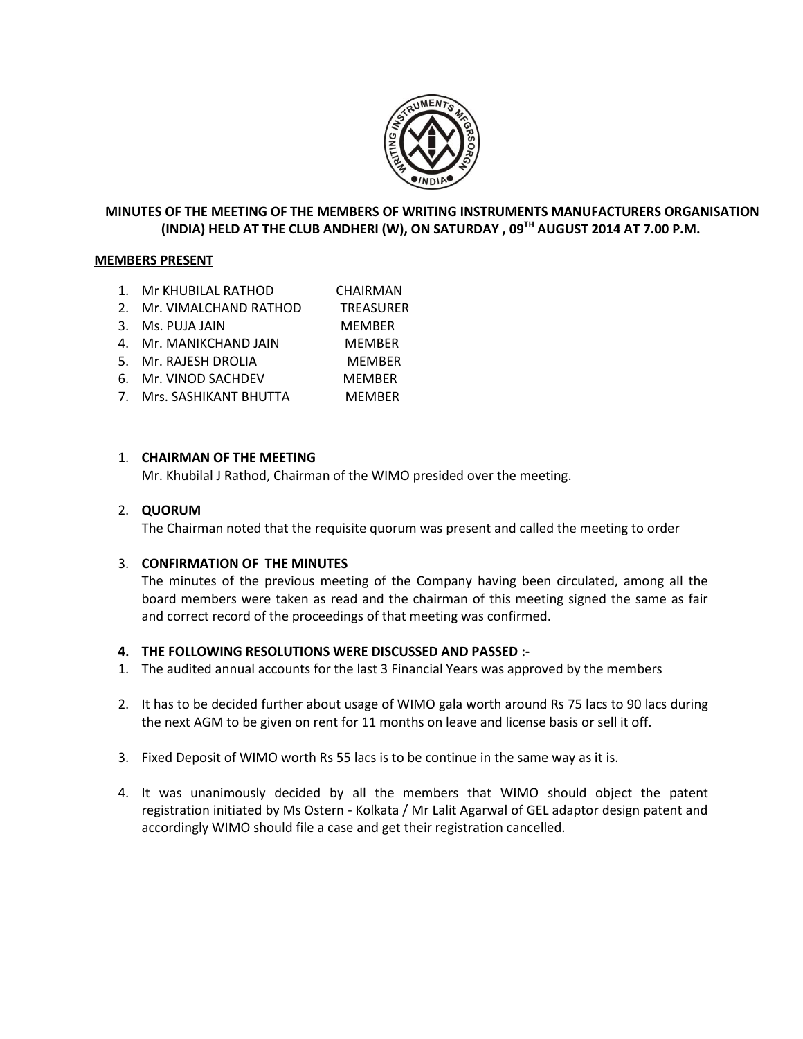**MINUTES OF THE MEETING OF THE MEMBERS OF WRITING INSTRUMENTS MANUFACTURERS ORGANISATION (INDIA) HELD AT THE CLUB ANDHERI (W), ON SATURDAY , 09TH AUGUST 2014 AT 7.00 P.M.**

**MEMBERS PRESENT**

1. Mr KHUBILAL RATHOD — CHAIRMAN
2. Mr. VIMALCHAND RATHOD — TREASURER
3. Ms. PUJA JAIN — MEMBER
4. Mr. MANIKCHAND JAIN — MEMBER
5. Mr. RAJESH DROLIA — MEMBER
6. Mr. VINOD SACHDEV — MEMBER
7. Mrs. SASHIKANT BHUTTA — MEMBER

1. **CHAIRMAN OF THE MEETING**
   Mr. Khubilal J Rathod, Chairman of the WIMO presided over the meeting.

2. **QUORUM**
   The Chairman noted that the requisite quorum was present and called the meeting to order

3. **CONFIRMATION OF THE MINUTES**
   The minutes of the previous meeting of the Company having been circulated, among all the board members were taken as read and the chairman of this meeting signed the same as fair and correct record of the proceedings of that meeting was confirmed.

4. **THE FOLLOWING RESOLUTIONS WERE DISCUSSED AND PASSED :-**

1. The audited annual accounts for the last 3 Financial Years was approved by the members

2. It has to be decided further about usage of WIMO gala worth around Rs 75 lacs to 90 lacs during the next AGM to be given on rent for 11 months on leave and license basis or sell it off.

3. Fixed Deposit of WIMO worth Rs 55 lacs is to be continue in the same way as it is.

4. It was unanimously decided by all the members that WIMO should object the patent registration initiated by Ms Ostern - Kolkata / Mr Lalit Agarwal of GEL adaptor design patent and accordingly WIMO should file a case and get their registration cancelled.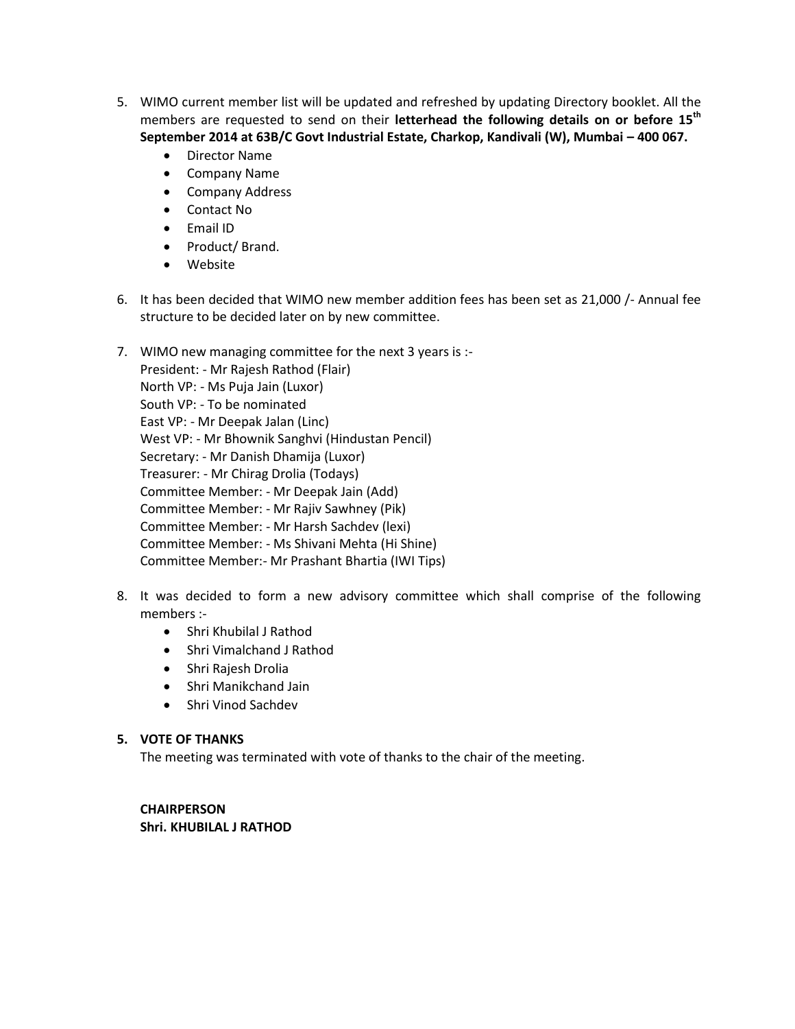5. WIMO current member list will be updated and refreshed by updating Directory booklet. All the members are requested to send on their **letterhead the following details on or before 15th September 2014 at 63B/C Govt Industrial Estate, Charkop, Kandivali (W), Mumbai – 400 067.**
   - Director Name
   - Company Name
   - Company Address
   - Contact No
   - Email ID
   - Product/ Brand.
   - Website

6. It has been decided that WIMO new member addition fees has been set as 21,000 /- Annual fee structure to be decided later on by new committee.

7. WIMO new managing committee for the next 3 years is :-
   President: - Mr Rajesh Rathod (Flair)
   North VP: - Ms Puja Jain (Luxor)
   South VP: - To be nominated
   East VP: - Mr Deepak Jalan (Linc)
   West VP: - Mr Bhownik Sanghvi (Hindustan Pencil)
   Secretary: - Mr Danish Dhamija (Luxor)
   Treasurer: - Mr Chirag Drolia (Todays)
   Committee Member: - Mr Deepak Jain (Add)
   Committee Member: - Mr Rajiv Sawhney (Pik)
   Committee Member: - Mr Harsh Sachdev (lexi)
   Committee Member: - Ms Shivani Mehta (Hi Shine)
   Committee Member:- Mr Prashant Bhartia (IWI Tips)

8. It was decided to form a new advisory committee which shall comprise of the following members :-
   - Shri Khubilal J Rathod
   - Shri Vimalchand J Rathod
   - Shri Rajesh Drolia
   - Shri Manikchand Jain
   - Shri Vinod Sachdev

**5. VOTE OF THANKS**

The meeting was terminated with vote of thanks to the chair of the meeting.

**CHAIRPERSON**
**Shri. KHUBILAL J RATHOD**